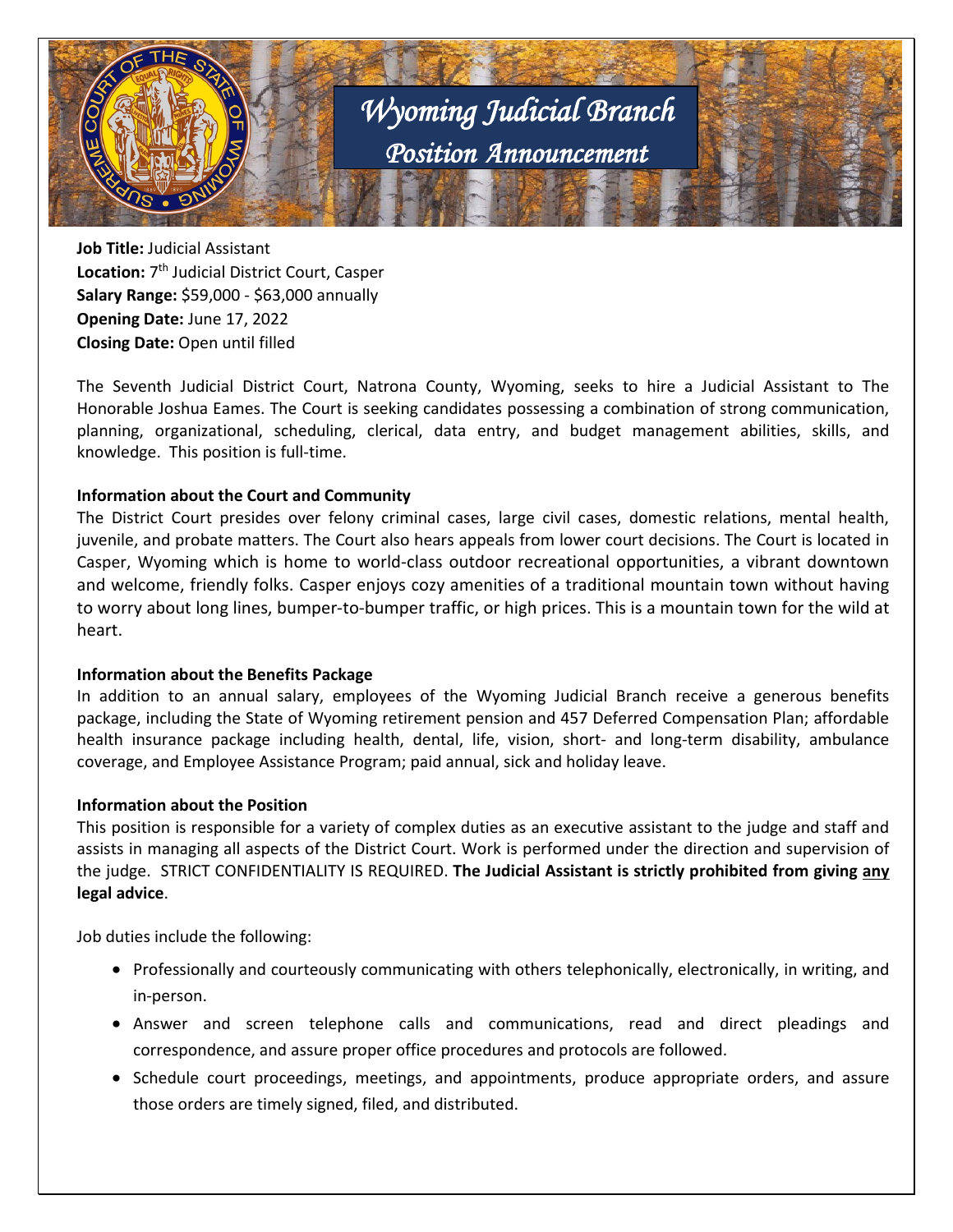# Wyoming Judicial Branch

## Position Announcement

**Job Title:** Judicial Assistant
**Location:** 7th Judicial District Court, Casper
**Salary Range:** $59,000 - $63,000 annually
**Opening Date:** June 17, 2022
**Closing Date:** Open until filled

The Seventh Judicial District Court, Natrona County, Wyoming, seeks to hire a Judicial Assistant to The Honorable Joshua Eames. The Court is seeking candidates possessing a combination of strong communication, planning, organizational, scheduling, clerical, data entry, and budget management abilities, skills, and knowledge. This position is full-time.

**Information about the Court and Community**

The District Court presides over felony criminal cases, large civil cases, domestic relations, mental health, juvenile, and probate matters. The Court also hears appeals from lower court decisions. The Court is located in Casper, Wyoming which is home to world-class outdoor recreational opportunities, a vibrant downtown and welcome, friendly folks. Casper enjoys cozy amenities of a traditional mountain town without having to worry about long lines, bumper-to-bumper traffic, or high prices. This is a mountain town for the wild at heart.

**Information about the Benefits Package**

In addition to an annual salary, employees of the Wyoming Judicial Branch receive a generous benefits package, including the State of Wyoming retirement pension and 457 Deferred Compensation Plan; affordable health insurance package including health, dental, life, vision, short- and long-term disability, ambulance coverage, and Employee Assistance Program; paid annual, sick and holiday leave.

**Information about the Position**

This position is responsible for a variety of complex duties as an executive assistant to the judge and staff and assists in managing all aspects of the District Court. Work is performed under the direction and supervision of the judge. STRICT CONFIDENTIALITY IS REQUIRED. **The Judicial Assistant is strictly prohibited from giving <u>any</u> legal advice**.

Job duties include the following:

- Professionally and courteously communicating with others telephonically, electronically, in writing, and in-person.
- Answer and screen telephone calls and communications, read and direct pleadings and correspondence, and assure proper office procedures and protocols are followed.
- Schedule court proceedings, meetings, and appointments, produce appropriate orders, and assure those orders are timely signed, filed, and distributed.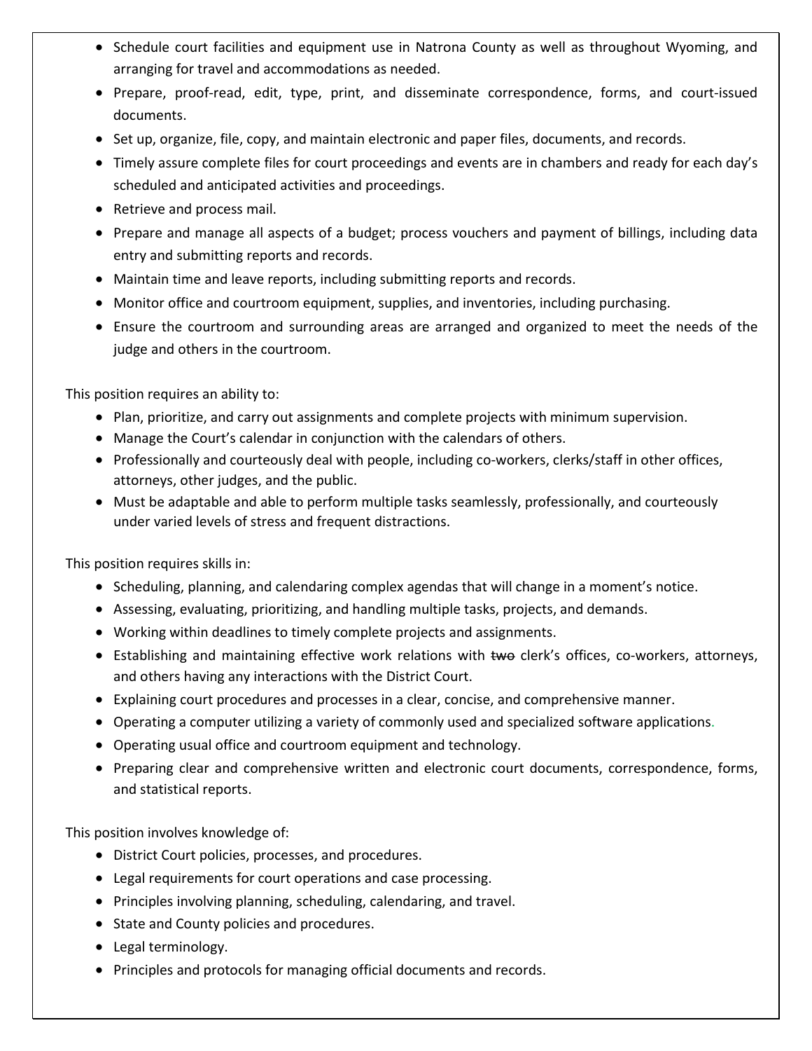- Schedule court facilities and equipment use in Natrona County as well as throughout Wyoming, and arranging for travel and accommodations as needed.
- Prepare, proof-read, edit, type, print, and disseminate correspondence, forms, and court-issued documents.
- Set up, organize, file, copy, and maintain electronic and paper files, documents, and records.
- Timely assure complete files for court proceedings and events are in chambers and ready for each day's scheduled and anticipated activities and proceedings.
- Retrieve and process mail.
- Prepare and manage all aspects of a budget; process vouchers and payment of billings, including data entry and submitting reports and records.
- Maintain time and leave reports, including submitting reports and records.
- Monitor office and courtroom equipment, supplies, and inventories, including purchasing.
- Ensure the courtroom and surrounding areas are arranged and organized to meet the needs of the judge and others in the courtroom.

This position requires an ability to:

- Plan, prioritize, and carry out assignments and complete projects with minimum supervision.
- Manage the Court's calendar in conjunction with the calendars of others.
- Professionally and courteously deal with people, including co-workers, clerks/staff in other offices, attorneys, other judges, and the public.
- Must be adaptable and able to perform multiple tasks seamlessly, professionally, and courteously under varied levels of stress and frequent distractions.

This position requires skills in:

- Scheduling, planning, and calendaring complex agendas that will change in a moment's notice.
- Assessing, evaluating, prioritizing, and handling multiple tasks, projects, and demands.
- Working within deadlines to timely complete projects and assignments.
- Establishing and maintaining effective work relations with ~~two~~ clerk's offices, co-workers, attorneys, and others having any interactions with the District Court.
- Explaining court procedures and processes in a clear, concise, and comprehensive manner.
- Operating a computer utilizing a variety of commonly used and specialized software applications.
- Operating usual office and courtroom equipment and technology.
- Preparing clear and comprehensive written and electronic court documents, correspondence, forms, and statistical reports.

This position involves knowledge of:

- District Court policies, processes, and procedures.
- Legal requirements for court operations and case processing.
- Principles involving planning, scheduling, calendaring, and travel.
- State and County policies and procedures.
- Legal terminology.
- Principles and protocols for managing official documents and records.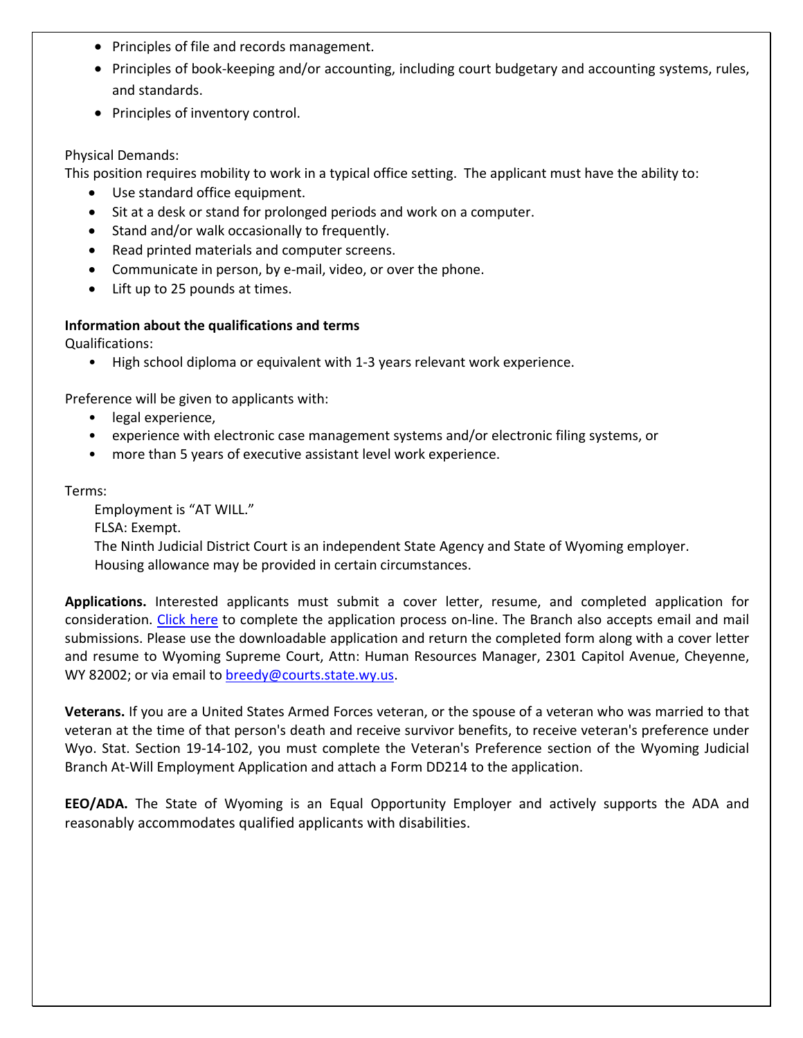- Principles of file and records management.
- Principles of book-keeping and/or accounting, including court budgetary and accounting systems, rules, and standards.
- Principles of inventory control.

Physical Demands:
This position requires mobility to work in a typical office setting. The applicant must have the ability to:

- Use standard office equipment.
- Sit at a desk or stand for prolonged periods and work on a computer.
- Stand and/or walk occasionally to frequently.
- Read printed materials and computer screens.
- Communicate in person, by e-mail, video, or over the phone.
- Lift up to 25 pounds at times.

**Information about the qualifications and terms**

Qualifications:

- High school diploma or equivalent with 1-3 years relevant work experience.

Preference will be given to applicants with:

- legal experience,
- experience with electronic case management systems and/or electronic filing systems, or
- more than 5 years of executive assistant level work experience.

Terms:

Employment is "AT WILL."
FLSA: Exempt.
The Ninth Judicial District Court is an independent State Agency and State of Wyoming employer.
Housing allowance may be provided in certain circumstances.

**Applications.** Interested applicants must submit a cover letter, resume, and completed application for consideration. Click here to complete the application process on-line. The Branch also accepts email and mail submissions. Please use the downloadable application and return the completed form along with a cover letter and resume to Wyoming Supreme Court, Attn: Human Resources Manager, 2301 Capitol Avenue, Cheyenne, WY 82002; or via email to breedy@courts.state.wy.us.

**Veterans.** If you are a United States Armed Forces veteran, or the spouse of a veteran who was married to that veteran at the time of that person's death and receive survivor benefits, to receive veteran's preference under Wyo. Stat. Section 19-14-102, you must complete the Veteran's Preference section of the Wyoming Judicial Branch At-Will Employment Application and attach a Form DD214 to the application.

**EEO/ADA.** The State of Wyoming is an Equal Opportunity Employer and actively supports the ADA and reasonably accommodates qualified applicants with disabilities.